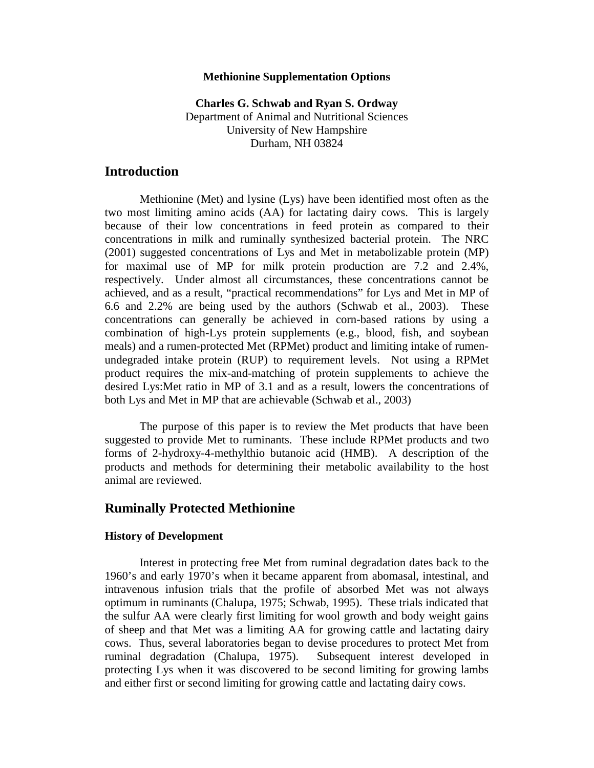**Methionine Supplementation Options**

**Charles G. Schwab and Ryan S. Ordway**
Department of Animal and Nutritional Sciences
University of New Hampshire
Durham, NH 03824

## Introduction

Methionine (Met) and lysine (Lys) have been identified most often as the two most limiting amino acids (AA) for lactating dairy cows. This is largely because of their low concentrations in feed protein as compared to their concentrations in milk and ruminally synthesized bacterial protein. The NRC (2001) suggested concentrations of Lys and Met in metabolizable protein (MP) for maximal use of MP for milk protein production are 7.2 and 2.4%, respectively. Under almost all circumstances, these concentrations cannot be achieved, and as a result, "practical recommendations" for Lys and Met in MP of 6.6 and 2.2% are being used by the authors (Schwab et al., 2003). These concentrations can generally be achieved in corn-based rations by using a combination of high-Lys protein supplements (e.g., blood, fish, and soybean meals) and a rumen-protected Met (RPMet) product and limiting intake of rumen-undegraded intake protein (RUP) to requirement levels. Not using a RPMet product requires the mix-and-matching of protein supplements to achieve the desired Lys:Met ratio in MP of 3.1 and as a result, lowers the concentrations of both Lys and Met in MP that are achievable (Schwab et al., 2003)

The purpose of this paper is to review the Met products that have been suggested to provide Met to ruminants. These include RPMet products and two forms of 2-hydroxy-4-methylthio butanoic acid (HMB). A description of the products and methods for determining their metabolic availability to the host animal are reviewed.

## Ruminally Protected Methionine

### History of Development

Interest in protecting free Met from ruminal degradation dates back to the 1960's and early 1970's when it became apparent from abomasal, intestinal, and intravenous infusion trials that the profile of absorbed Met was not always optimum in ruminants (Chalupa, 1975; Schwab, 1995). These trials indicated that the sulfur AA were clearly first limiting for wool growth and body weight gains of sheep and that Met was a limiting AA for growing cattle and lactating dairy cows. Thus, several laboratories began to devise procedures to protect Met from ruminal degradation (Chalupa, 1975). Subsequent interest developed in protecting Lys when it was discovered to be second limiting for growing lambs and either first or second limiting for growing cattle and lactating dairy cows.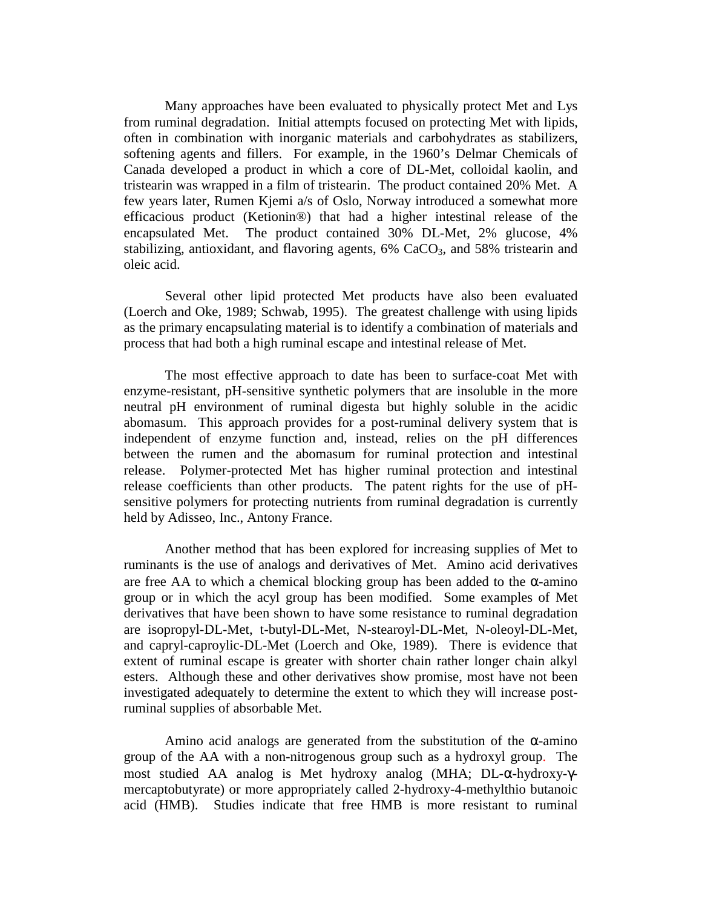Many approaches have been evaluated to physically protect Met and Lys from ruminal degradation. Initial attempts focused on protecting Met with lipids, often in combination with inorganic materials and carbohydrates as stabilizers, softening agents and fillers. For example, in the 1960's Delmar Chemicals of Canada developed a product in which a core of DL-Met, colloidal kaolin, and tristearin was wrapped in a film of tristearin. The product contained 20% Met. A few years later, Rumen Kjemi a/s of Oslo, Norway introduced a somewhat more efficacious product (Ketionin®) that had a higher intestinal release of the encapsulated Met. The product contained 30% DL-Met, 2% glucose, 4% stabilizing, antioxidant, and flavoring agents, 6% $CaCO_3$, and 58% tristearin and oleic acid.

Several other lipid protected Met products have also been evaluated (Loerch and Oke, 1989; Schwab, 1995). The greatest challenge with using lipids as the primary encapsulating material is to identify a combination of materials and process that had both a high ruminal escape and intestinal release of Met.

The most effective approach to date has been to surface-coat Met with enzyme-resistant, pH-sensitive synthetic polymers that are insoluble in the more neutral pH environment of ruminal digesta but highly soluble in the acidic abomasum. This approach provides for a post-ruminal delivery system that is independent of enzyme function and, instead, relies on the pH differences between the rumen and the abomasum for ruminal protection and intestinal release. Polymer-protected Met has higher ruminal protection and intestinal release coefficients than other products. The patent rights for the use of pH-sensitive polymers for protecting nutrients from ruminal degradation is currently held by Adisseo, Inc., Antony France.

Another method that has been explored for increasing supplies of Met to ruminants is the use of analogs and derivatives of Met. Amino acid derivatives are free AA to which a chemical blocking group has been added to the α-amino group or in which the acyl group has been modified. Some examples of Met derivatives that have been shown to have some resistance to ruminal degradation are isopropyl-DL-Met, t-butyl-DL-Met, N-stearoyl-DL-Met, N-oleoyl-DL-Met, and capryl-caproylic-DL-Met (Loerch and Oke, 1989). There is evidence that extent of ruminal escape is greater with shorter chain rather longer chain alkyl esters. Although these and other derivatives show promise, most have not been investigated adequately to determine the extent to which they will increase post-ruminal supplies of absorbable Met.

Amino acid analogs are generated from the substitution of the α-amino group of the AA with a non-nitrogenous group such as a hydroxyl group. The most studied AA analog is Met hydroxy analog (MHA; DL-α-hydroxy-γ-mercaptobutyrate) or more appropriately called 2-hydroxy-4-methylthio butanoic acid (HMB). Studies indicate that free HMB is more resistant to ruminal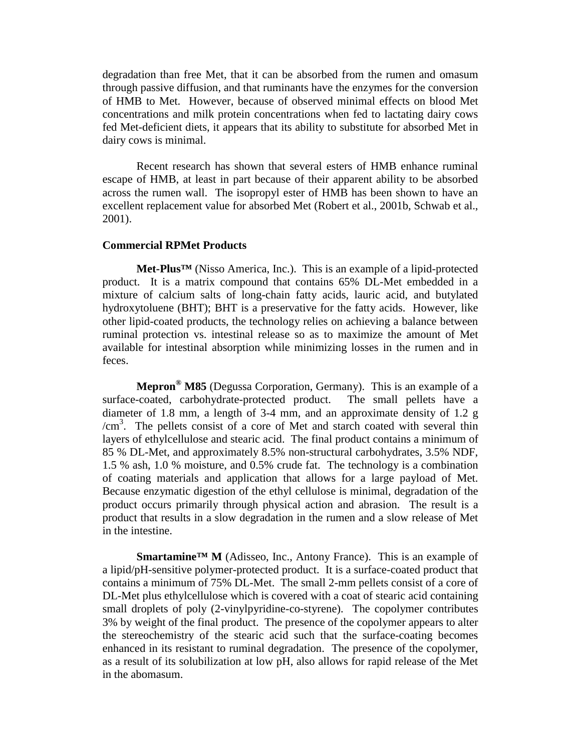degradation than free Met, that it can be absorbed from the rumen and omasum through passive diffusion, and that ruminants have the enzymes for the conversion of HMB to Met. However, because of observed minimal effects on blood Met concentrations and milk protein concentrations when fed to lactating dairy cows fed Met-deficient diets, it appears that its ability to substitute for absorbed Met in dairy cows is minimal.

Recent research has shown that several esters of HMB enhance ruminal escape of HMB, at least in part because of their apparent ability to be absorbed across the rumen wall. The isopropyl ester of HMB has been shown to have an excellent replacement value for absorbed Met (Robert et al., 2001b, Schwab et al., 2001).

**Commercial RPMet Products**

**Met-Plus™** (Nisso America, Inc.). This is an example of a lipid-protected product. It is a matrix compound that contains 65% DL-Met embedded in a mixture of calcium salts of long-chain fatty acids, lauric acid, and butylated hydroxytoluene (BHT); BHT is a preservative for the fatty acids. However, like other lipid-coated products, the technology relies on achieving a balance between ruminal protection vs. intestinal release so as to maximize the amount of Met available for intestinal absorption while minimizing losses in the rumen and in feces.

**Mepron® M85** (Degussa Corporation, Germany). This is an example of a surface-coated, carbohydrate-protected product. The small pellets have a diameter of 1.8 mm, a length of 3-4 mm, and an approximate density of 1.2 g $/cm^3$. The pellets consist of a core of Met and starch coated with several thin layers of ethylcellulose and stearic acid. The final product contains a minimum of 85 % DL-Met, and approximately 8.5% non-structural carbohydrates, 3.5% NDF, 1.5 % ash, 1.0 % moisture, and 0.5% crude fat. The technology is a combination of coating materials and application that allows for a large payload of Met. Because enzymatic digestion of the ethyl cellulose is minimal, degradation of the product occurs primarily through physical action and abrasion. The result is a product that results in a slow degradation in the rumen and a slow release of Met in the intestine.

**Smartamine™ M** (Adisseo, Inc., Antony France). This is an example of a lipid/pH-sensitive polymer-protected product. It is a surface-coated product that contains a minimum of 75% DL-Met. The small 2-mm pellets consist of a core of DL-Met plus ethylcellulose which is covered with a coat of stearic acid containing small droplets of poly (2-vinylpyridine-co-styrene). The copolymer contributes 3% by weight of the final product. The presence of the copolymer appears to alter the stereochemistry of the stearic acid such that the surface-coating becomes enhanced in its resistant to ruminal degradation. The presence of the copolymer, as a result of its solubilization at low pH, also allows for rapid release of the Met in the abomasum.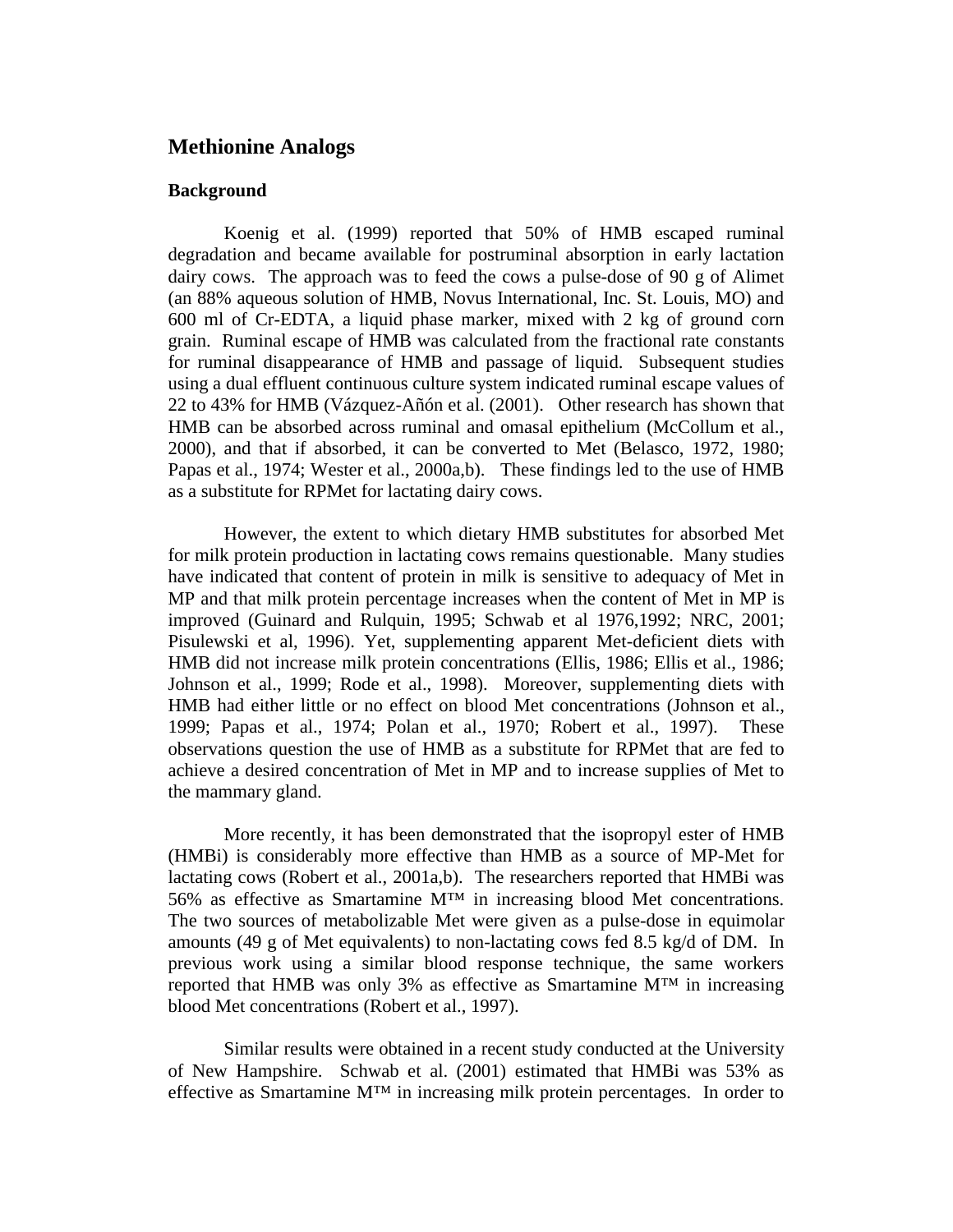## Methionine Analogs

### Background

Koenig et al. (1999) reported that 50% of HMB escaped ruminal degradation and became available for postruminal absorption in early lactation dairy cows. The approach was to feed the cows a pulse-dose of 90 g of Alimet (an 88% aqueous solution of HMB, Novus International, Inc. St. Louis, MO) and 600 ml of Cr-EDTA, a liquid phase marker, mixed with 2 kg of ground corn grain. Ruminal escape of HMB was calculated from the fractional rate constants for ruminal disappearance of HMB and passage of liquid. Subsequent studies using a dual effluent continuous culture system indicated ruminal escape values of 22 to 43% for HMB (Vázquez-Añón et al. (2001). Other research has shown that HMB can be absorbed across ruminal and omasal epithelium (McCollum et al., 2000), and that if absorbed, it can be converted to Met (Belasco, 1972, 1980; Papas et al., 1974; Wester et al., 2000a,b). These findings led to the use of HMB as a substitute for RPMet for lactating dairy cows.

However, the extent to which dietary HMB substitutes for absorbed Met for milk protein production in lactating cows remains questionable. Many studies have indicated that content of protein in milk is sensitive to adequacy of Met in MP and that milk protein percentage increases when the content of Met in MP is improved (Guinard and Rulquin, 1995; Schwab et al 1976,1992; NRC, 2001; Pisulewski et al, 1996). Yet, supplementing apparent Met-deficient diets with HMB did not increase milk protein concentrations (Ellis, 1986; Ellis et al., 1986; Johnson et al., 1999; Rode et al., 1998). Moreover, supplementing diets with HMB had either little or no effect on blood Met concentrations (Johnson et al., 1999; Papas et al., 1974; Polan et al., 1970; Robert et al., 1997). These observations question the use of HMB as a substitute for RPMet that are fed to achieve a desired concentration of Met in MP and to increase supplies of Met to the mammary gland.

More recently, it has been demonstrated that the isopropyl ester of HMB (HMBi) is considerably more effective than HMB as a source of MP-Met for lactating cows (Robert et al., 2001a,b). The researchers reported that HMBi was 56% as effective as Smartamine M™ in increasing blood Met concentrations. The two sources of metabolizable Met were given as a pulse-dose in equimolar amounts (49 g of Met equivalents) to non-lactating cows fed 8.5 kg/d of DM. In previous work using a similar blood response technique, the same workers reported that HMB was only 3% as effective as Smartamine M™ in increasing blood Met concentrations (Robert et al., 1997).

Similar results were obtained in a recent study conducted at the University of New Hampshire. Schwab et al. (2001) estimated that HMBi was 53% as effective as Smartamine M™ in increasing milk protein percentages. In order to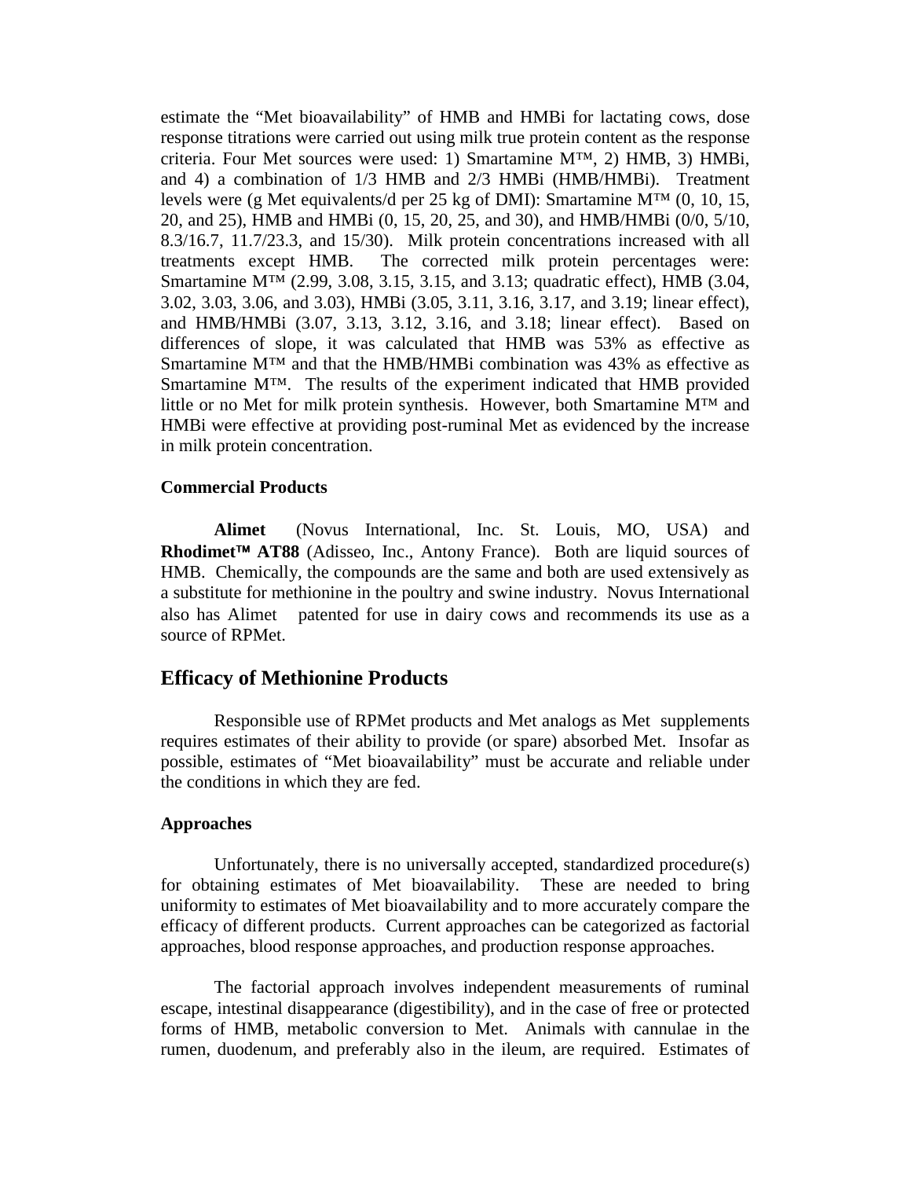estimate the "Met bioavailability" of HMB and HMBi for lactating cows, dose response titrations were carried out using milk true protein content as the response criteria. Four Met sources were used: 1) Smartamine M™, 2) HMB, 3) HMBi, and 4) a combination of 1/3 HMB and 2/3 HMBi (HMB/HMBi). Treatment levels were (g Met equivalents/d per 25 kg of DMI): Smartamine M™ (0, 10, 15, 20, and 25), HMB and HMBi (0, 15, 20, 25, and 30), and HMB/HMBi (0/0, 5/10, 8.3/16.7, 11.7/23.3, and 15/30). Milk protein concentrations increased with all treatments except HMB. The corrected milk protein percentages were: Smartamine M™ (2.99, 3.08, 3.15, 3.15, and 3.13; quadratic effect), HMB (3.04, 3.02, 3.03, 3.06, and 3.03), HMBi (3.05, 3.11, 3.16, 3.17, and 3.19; linear effect), and HMB/HMBi (3.07, 3.13, 3.12, 3.16, and 3.18; linear effect). Based on differences of slope, it was calculated that HMB was 53% as effective as Smartamine M™ and that the HMB/HMBi combination was 43% as effective as Smartamine M™. The results of the experiment indicated that HMB provided little or no Met for milk protein synthesis. However, both Smartamine M™ and HMBi were effective at providing post-ruminal Met as evidenced by the increase in milk protein concentration.

### Commercial Products

**Alimet** (Novus International, Inc. St. Louis, MO, USA) and **Rhodimet™ AT88** (Adisseo, Inc., Antony France). Both are liquid sources of HMB. Chemically, the compounds are the same and both are used extensively as a substitute for methionine in the poultry and swine industry. Novus International also has Alimet patented for use in dairy cows and recommends its use as a source of RPMet.

## Efficacy of Methionine Products

Responsible use of RPMet products and Met analogs as Met supplements requires estimates of their ability to provide (or spare) absorbed Met. Insofar as possible, estimates of "Met bioavailability" must be accurate and reliable under the conditions in which they are fed.

### Approaches

Unfortunately, there is no universally accepted, standardized procedure(s) for obtaining estimates of Met bioavailability. These are needed to bring uniformity to estimates of Met bioavailability and to more accurately compare the efficacy of different products. Current approaches can be categorized as factorial approaches, blood response approaches, and production response approaches.

The factorial approach involves independent measurements of ruminal escape, intestinal disappearance (digestibility), and in the case of free or protected forms of HMB, metabolic conversion to Met. Animals with cannulae in the rumen, duodenum, and preferably also in the ileum, are required. Estimates of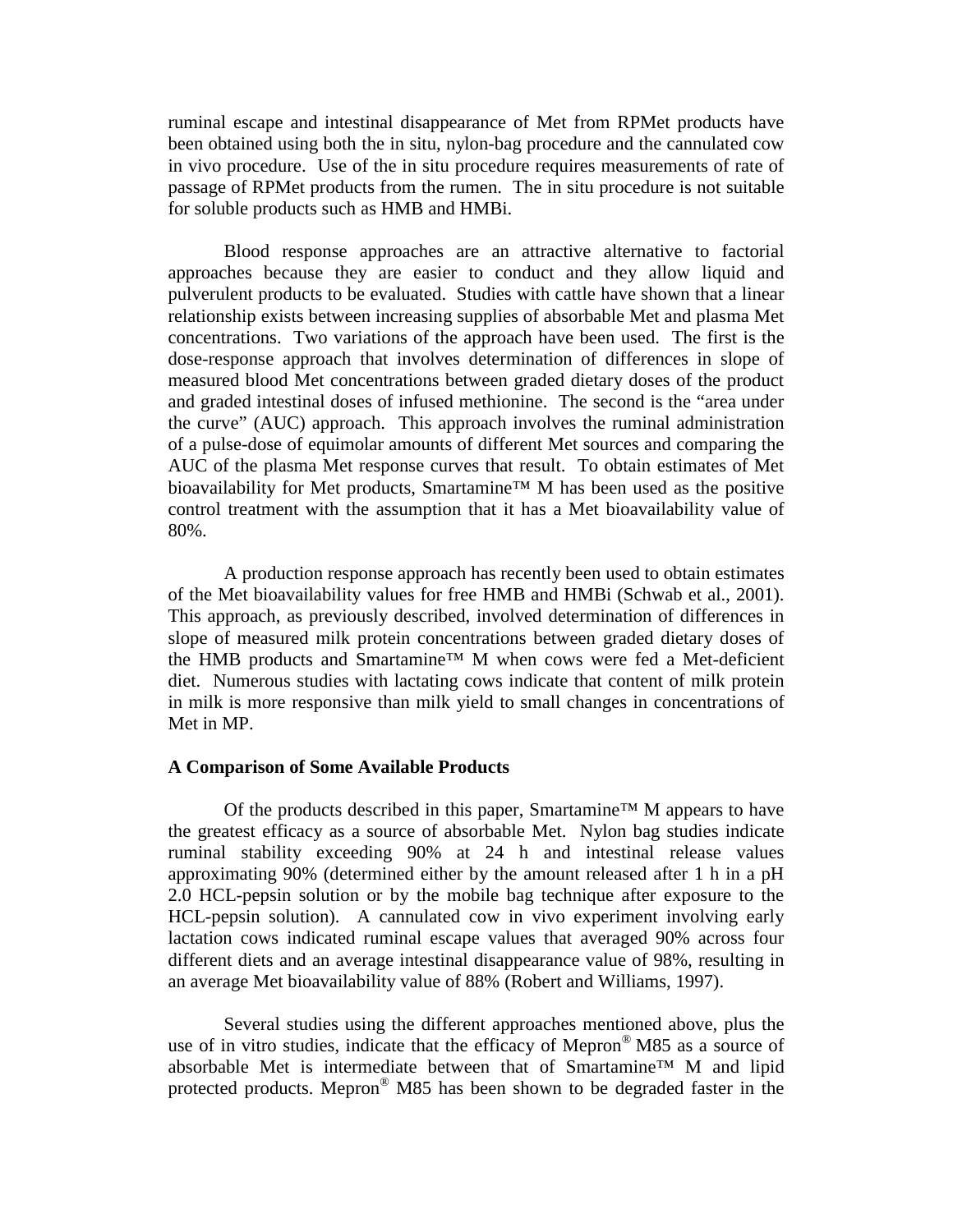ruminal escape and intestinal disappearance of Met from RPMet products have been obtained using both the in situ, nylon-bag procedure and the cannulated cow in vivo procedure. Use of the in situ procedure requires measurements of rate of passage of RPMet products from the rumen. The in situ procedure is not suitable for soluble products such as HMB and HMBi.

Blood response approaches are an attractive alternative to factorial approaches because they are easier to conduct and they allow liquid and pulverulent products to be evaluated. Studies with cattle have shown that a linear relationship exists between increasing supplies of absorbable Met and plasma Met concentrations. Two variations of the approach have been used. The first is the dose-response approach that involves determination of differences in slope of measured blood Met concentrations between graded dietary doses of the product and graded intestinal doses of infused methionine. The second is the "area under the curve" (AUC) approach. This approach involves the ruminal administration of a pulse-dose of equimolar amounts of different Met sources and comparing the AUC of the plasma Met response curves that result. To obtain estimates of Met bioavailability for Met products, Smartamine™ M has been used as the positive control treatment with the assumption that it has a Met bioavailability value of 80%.

A production response approach has recently been used to obtain estimates of the Met bioavailability values for free HMB and HMBi (Schwab et al., 2001). This approach, as previously described, involved determination of differences in slope of measured milk protein concentrations between graded dietary doses of the HMB products and Smartamine™ M when cows were fed a Met-deficient diet. Numerous studies with lactating cows indicate that content of milk protein in milk is more responsive than milk yield to small changes in concentrations of Met in MP.

**A Comparison of Some Available Products**

Of the products described in this paper, Smartamine™ M appears to have the greatest efficacy as a source of absorbable Met. Nylon bag studies indicate ruminal stability exceeding 90% at 24 h and intestinal release values approximating 90% (determined either by the amount released after 1 h in a pH 2.0 HCL-pepsin solution or by the mobile bag technique after exposure to the HCL-pepsin solution). A cannulated cow in vivo experiment involving early lactation cows indicated ruminal escape values that averaged 90% across four different diets and an average intestinal disappearance value of 98%, resulting in an average Met bioavailability value of 88% (Robert and Williams, 1997).

Several studies using the different approaches mentioned above, plus the use of in vitro studies, indicate that the efficacy of Mepron® M85 as a source of absorbable Met is intermediate between that of Smartamine™ M and lipid protected products. Mepron® M85 has been shown to be degraded faster in the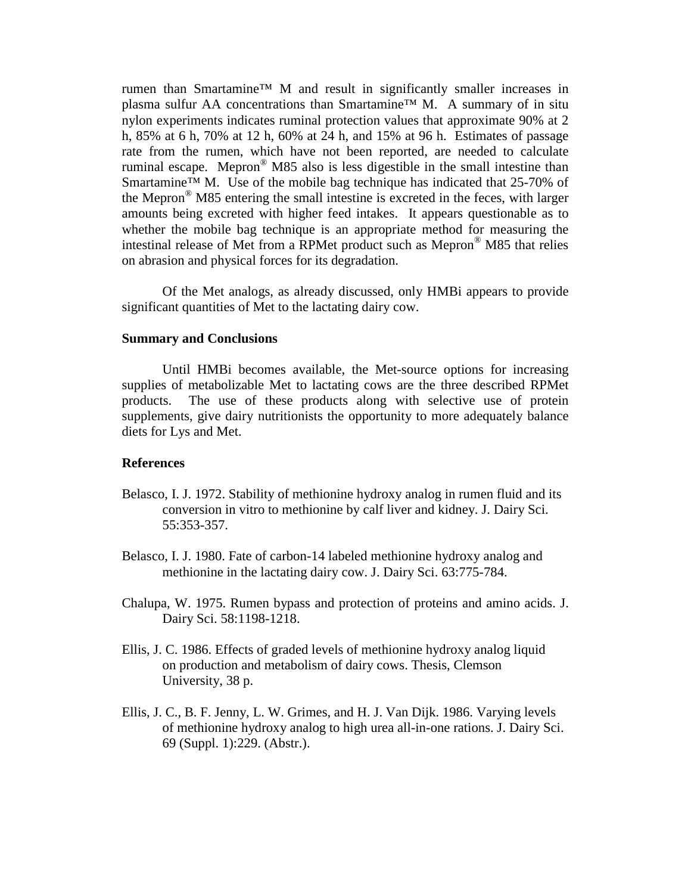rumen than Smartamine™ M and result in significantly smaller increases in plasma sulfur AA concentrations than Smartamine™ M. A summary of in situ nylon experiments indicates ruminal protection values that approximate 90% at 2 h, 85% at 6 h, 70% at 12 h, 60% at 24 h, and 15% at 96 h. Estimates of passage rate from the rumen, which have not been reported, are needed to calculate ruminal escape. Mepron® M85 also is less digestible in the small intestine than Smartamine™ M. Use of the mobile bag technique has indicated that 25-70% of the Mepron® M85 entering the small intestine is excreted in the feces, with larger amounts being excreted with higher feed intakes. It appears questionable as to whether the mobile bag technique is an appropriate method for measuring the intestinal release of Met from a RPMet product such as Mepron® M85 that relies on abrasion and physical forces for its degradation.

Of the Met analogs, as already discussed, only HMBi appears to provide significant quantities of Met to the lactating dairy cow.

**Summary and Conclusions**

Until HMBi becomes available, the Met-source options for increasing supplies of metabolizable Met to lactating cows are the three described RPMet products. The use of these products along with selective use of protein supplements, give dairy nutritionists the opportunity to more adequately balance diets for Lys and Met.

**References**

Belasco, I. J. 1972. Stability of methionine hydroxy analog in rumen fluid and its conversion in vitro to methionine by calf liver and kidney. J. Dairy Sci. 55:353-357.

Belasco, I. J. 1980. Fate of carbon-14 labeled methionine hydroxy analog and methionine in the lactating dairy cow. J. Dairy Sci. 63:775-784.

Chalupa, W. 1975. Rumen bypass and protection of proteins and amino acids. J. Dairy Sci. 58:1198-1218.

Ellis, J. C. 1986. Effects of graded levels of methionine hydroxy analog liquid on production and metabolism of dairy cows. Thesis, Clemson University, 38 p.

Ellis, J. C., B. F. Jenny, L. W. Grimes, and H. J. Van Dijk. 1986. Varying levels of methionine hydroxy analog to high urea all-in-one rations. J. Dairy Sci. 69 (Suppl. 1):229. (Abstr.).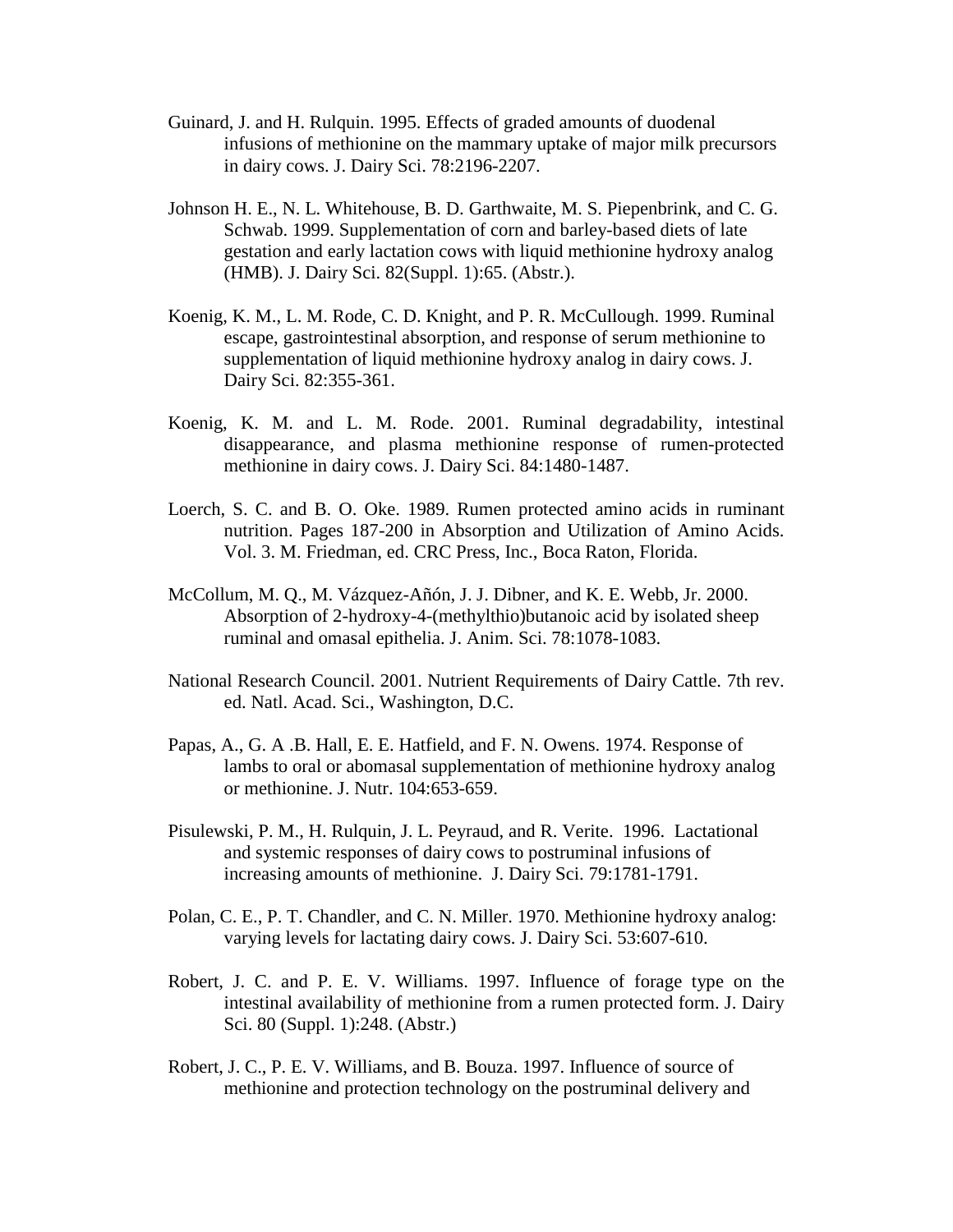Guinard, J. and H. Rulquin. 1995. Effects of graded amounts of duodenal infusions of methionine on the mammary uptake of major milk precursors in dairy cows. J. Dairy Sci. 78:2196-2207.

Johnson H. E., N. L. Whitehouse, B. D. Garthwaite, M. S. Piepenbrink, and C. G. Schwab. 1999. Supplementation of corn and barley-based diets of late gestation and early lactation cows with liquid methionine hydroxy analog (HMB). J. Dairy Sci. 82(Suppl. 1):65. (Abstr.).

Koenig, K. M., L. M. Rode, C. D. Knight, and P. R. McCullough. 1999. Ruminal escape, gastrointestinal absorption, and response of serum methionine to supplementation of liquid methionine hydroxy analog in dairy cows. J. Dairy Sci. 82:355-361.

Koenig, K. M. and L. M. Rode. 2001. Ruminal degradability, intestinal disappearance, and plasma methionine response of rumen-protected methionine in dairy cows. J. Dairy Sci. 84:1480-1487.

Loerch, S. C. and B. O. Oke. 1989. Rumen protected amino acids in ruminant nutrition. Pages 187-200 in Absorption and Utilization of Amino Acids. Vol. 3. M. Friedman, ed. CRC Press, Inc., Boca Raton, Florida.

McCollum, M. Q., M. Vázquez-Añón, J. J. Dibner, and K. E. Webb, Jr. 2000. Absorption of 2-hydroxy-4-(methylthio)butanoic acid by isolated sheep ruminal and omasal epithelia. J. Anim. Sci. 78:1078-1083.

National Research Council. 2001. Nutrient Requirements of Dairy Cattle. 7th rev. ed. Natl. Acad. Sci., Washington, D.C.

Papas, A., G. A .B. Hall, E. E. Hatfield, and F. N. Owens. 1974. Response of lambs to oral or abomasal supplementation of methionine hydroxy analog or methionine. J. Nutr. 104:653-659.

Pisulewski, P. M., H. Rulquin, J. L. Peyraud, and R. Verite. 1996. Lactational and systemic responses of dairy cows to postruminal infusions of increasing amounts of methionine. J. Dairy Sci. 79:1781-1791.

Polan, C. E., P. T. Chandler, and C. N. Miller. 1970. Methionine hydroxy analog: varying levels for lactating dairy cows. J. Dairy Sci. 53:607-610.

Robert, J. C. and P. E. V. Williams. 1997. Influence of forage type on the intestinal availability of methionine from a rumen protected form. J. Dairy Sci. 80 (Suppl. 1):248. (Abstr.)

Robert, J. C., P. E. V. Williams, and B. Bouza. 1997. Influence of source of methionine and protection technology on the postruminal delivery and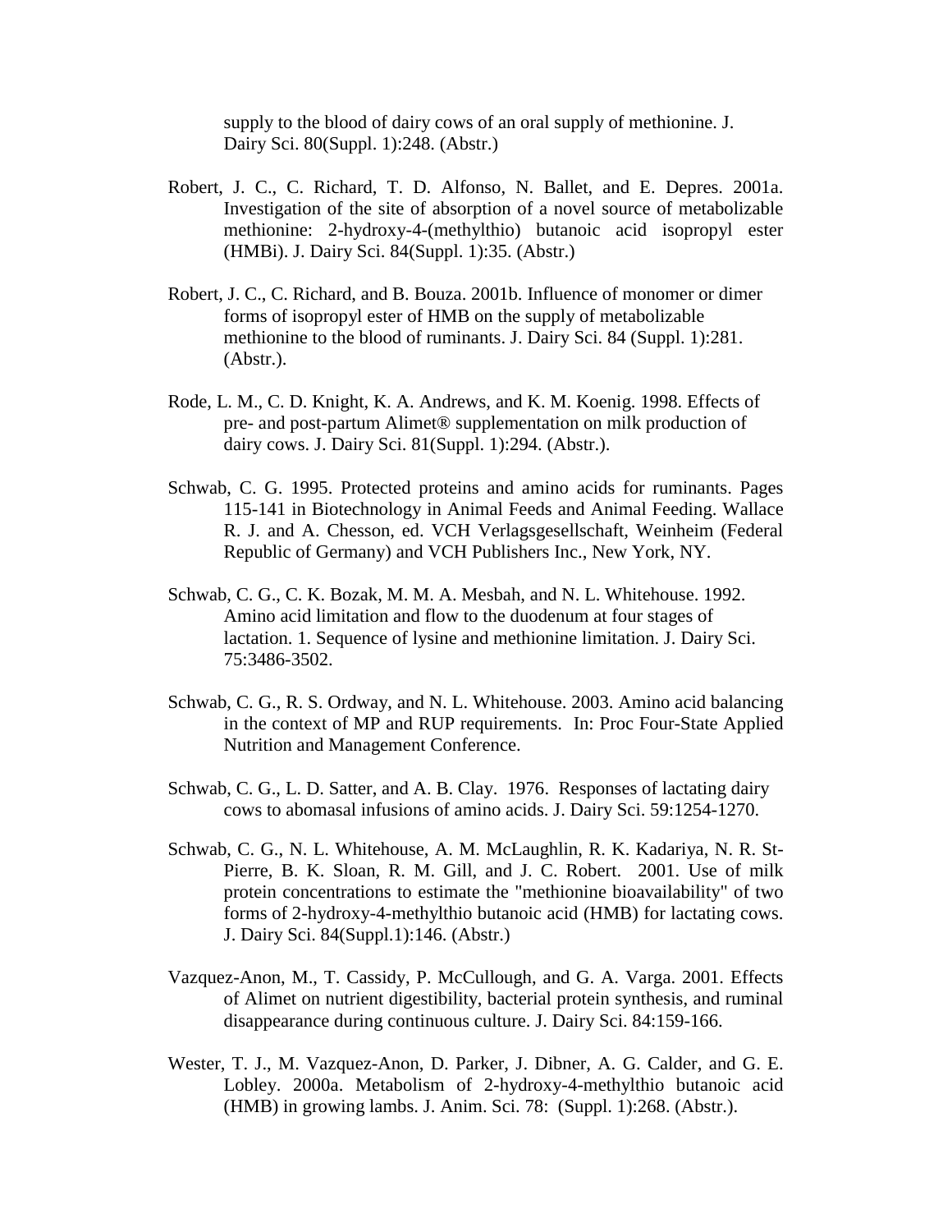supply to the blood of dairy cows of an oral supply of methionine. J. Dairy Sci. 80(Suppl. 1):248. (Abstr.)

Robert, J. C., C. Richard, T. D. Alfonso, N. Ballet, and E. Depres. 2001a. Investigation of the site of absorption of a novel source of metabolizable methionine: 2-hydroxy-4-(methylthio) butanoic acid isopropyl ester (HMBi). J. Dairy Sci. 84(Suppl. 1):35. (Abstr.)

Robert, J. C., C. Richard, and B. Bouza. 2001b. Influence of monomer or dimer forms of isopropyl ester of HMB on the supply of metabolizable methionine to the blood of ruminants. J. Dairy Sci. 84 (Suppl. 1):281. (Abstr.).

Rode, L. M., C. D. Knight, K. A. Andrews, and K. M. Koenig. 1998. Effects of pre- and post-partum Alimet® supplementation on milk production of dairy cows. J. Dairy Sci. 81(Suppl. 1):294. (Abstr.).

Schwab, C. G. 1995. Protected proteins and amino acids for ruminants. Pages 115-141 in Biotechnology in Animal Feeds and Animal Feeding. Wallace R. J. and A. Chesson, ed. VCH Verlagsgesellschaft, Weinheim (Federal Republic of Germany) and VCH Publishers Inc., New York, NY.

Schwab, C. G., C. K. Bozak, M. M. A. Mesbah, and N. L. Whitehouse. 1992. Amino acid limitation and flow to the duodenum at four stages of lactation. 1. Sequence of lysine and methionine limitation. J. Dairy Sci. 75:3486-3502.

Schwab, C. G., R. S. Ordway, and N. L. Whitehouse. 2003. Amino acid balancing in the context of MP and RUP requirements. In: Proc Four-State Applied Nutrition and Management Conference.

Schwab, C. G., L. D. Satter, and A. B. Clay. 1976. Responses of lactating dairy cows to abomasal infusions of amino acids. J. Dairy Sci. 59:1254-1270.

Schwab, C. G., N. L. Whitehouse, A. M. McLaughlin, R. K. Kadariya, N. R. St-Pierre, B. K. Sloan, R. M. Gill, and J. C. Robert. 2001. Use of milk protein concentrations to estimate the "methionine bioavailability" of two forms of 2-hydroxy-4-methylthio butanoic acid (HMB) for lactating cows. J. Dairy Sci. 84(Suppl.1):146. (Abstr.)

Vazquez-Anon, M., T. Cassidy, P. McCullough, and G. A. Varga. 2001. Effects of Alimet on nutrient digestibility, bacterial protein synthesis, and ruminal disappearance during continuous culture. J. Dairy Sci. 84:159-166.

Wester, T. J., M. Vazquez-Anon, D. Parker, J. Dibner, A. G. Calder, and G. E. Lobley. 2000a. Metabolism of 2-hydroxy-4-methylthio butanoic acid (HMB) in growing lambs. J. Anim. Sci. 78: (Suppl. 1):268. (Abstr.).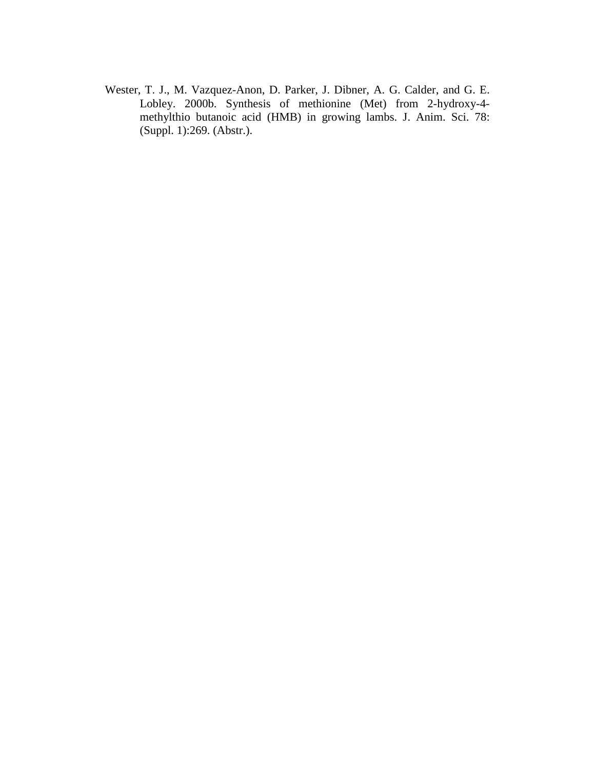Wester, T. J., M. Vazquez-Anon, D. Parker, J. Dibner, A. G. Calder, and G. E. Lobley. 2000b. Synthesis of methionine (Met) from 2-hydroxy-4-methylthio butanoic acid (HMB) in growing lambs. J. Anim. Sci. 78: (Suppl. 1):269. (Abstr.).